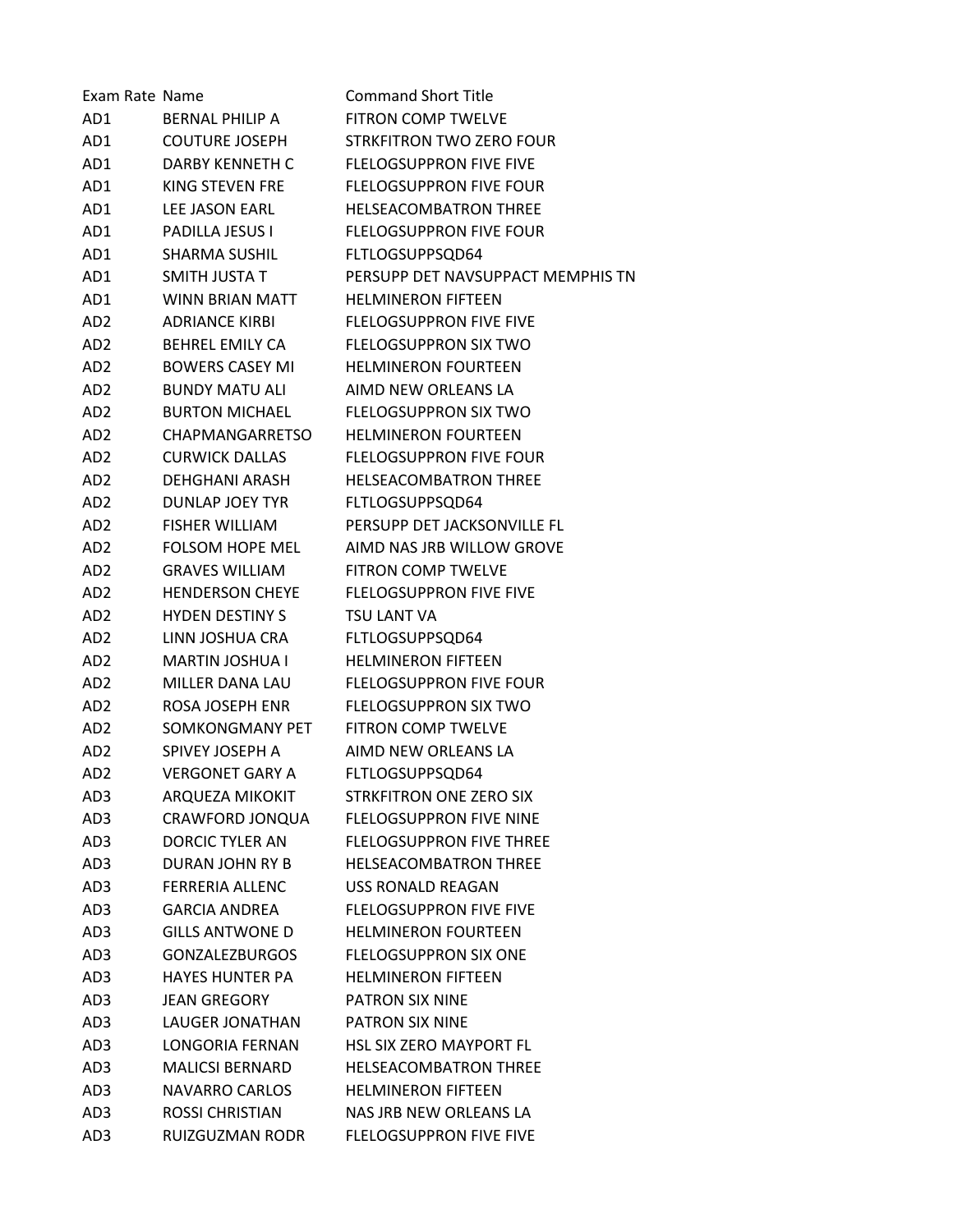| Exam Rate | Name | Command Short Title |
|---|---|---|
| AD1 | BERNAL PHILIP A | FITRON COMP TWELVE |
| AD1 | COUTURE JOSEPH | STRKFITRON TWO ZERO FOUR |
| AD1 | DARBY KENNETH C | FLELOGSUPPRON FIVE FIVE |
| AD1 | KING STEVEN FRE | FLELOGSUPPRON FIVE FOUR |
| AD1 | LEE JASON EARL | HELSEACOMBATRON THREE |
| AD1 | PADILLA JESUS I | FLELOGSUPPRON FIVE FOUR |
| AD1 | SHARMA SUSHIL | FLTLOGSUPPSQD64 |
| AD1 | SMITH JUSTA T | PERSUPP DET NAVSUPPACT MEMPHIS TN |
| AD1 | WINN BRIAN MATT | HELMINERON FIFTEEN |
| AD2 | ADRIANCE KIRBI | FLELOGSUPPRON FIVE FIVE |
| AD2 | BEHREL EMILY CA | FLELOGSUPPRON SIX TWO |
| AD2 | BOWERS CASEY MI | HELMINERON FOURTEEN |
| AD2 | BUNDY MATU ALI | AIMD NEW ORLEANS LA |
| AD2 | BURTON MICHAEL | FLELOGSUPPRON SIX TWO |
| AD2 | CHAPMANGARRETSO | HELMINERON FOURTEEN |
| AD2 | CURWICK DALLAS | FLELOGSUPPRON FIVE FOUR |
| AD2 | DEHGHANI ARASH | HELSEACOMBATRON THREE |
| AD2 | DUNLAP JOEY TYR | FLTLOGSUPPSQD64 |
| AD2 | FISHER WILLIAM | PERSUPP DET JACKSONVILLE FL |
| AD2 | FOLSOM HOPE MEL | AIMD NAS JRB WILLOW GROVE |
| AD2 | GRAVES WILLIAM | FITRON COMP TWELVE |
| AD2 | HENDERSON CHEYE | FLELOGSUPPRON FIVE FIVE |
| AD2 | HYDEN DESTINY S | TSU LANT VA |
| AD2 | LINN JOSHUA CRA | FLTLOGSUPPSQD64 |
| AD2 | MARTIN JOSHUA I | HELMINERON FIFTEEN |
| AD2 | MILLER DANA LAU | FLELOGSUPPRON FIVE FOUR |
| AD2 | ROSA JOSEPH ENR | FLELOGSUPPRON SIX TWO |
| AD2 | SOMKONGMANY PET | FITRON COMP TWELVE |
| AD2 | SPIVEY JOSEPH A | AIMD NEW ORLEANS LA |
| AD2 | VERGONET GARY A | FLTLOGSUPPSQD64 |
| AD3 | ARQUEZA MIKOKIT | STRKFITRON ONE ZERO SIX |
| AD3 | CRAWFORD JONQUA | FLELOGSUPPRON FIVE NINE |
| AD3 | DORCIC TYLER AN | FLELOGSUPPRON FIVE THREE |
| AD3 | DURAN JOHN RY B | HELSEACOMBATRON THREE |
| AD3 | FERRERIA ALLENC | USS RONALD REAGAN |
| AD3 | GARCIA ANDREA | FLELOGSUPPRON FIVE FIVE |
| AD3 | GILLS ANTWONE D | HELMINERON FOURTEEN |
| AD3 | GONZALEZBURGOS | FLELOGSUPPRON SIX ONE |
| AD3 | HAYES HUNTER PA | HELMINERON FIFTEEN |
| AD3 | JEAN GREGORY | PATRON SIX NINE |
| AD3 | LAUGER JONATHAN | PATRON SIX NINE |
| AD3 | LONGORIA FERNAN | HSL SIX ZERO MAYPORT FL |
| AD3 | MALICSI BERNARD | HELSEACOMBATRON THREE |
| AD3 | NAVARRO CARLOS | HELMINERON FIFTEEN |
| AD3 | ROSSI CHRISTIAN | NAS JRB NEW ORLEANS LA |
| AD3 | RUIZGUZMAN RODR | FLELOGSUPPRON FIVE FIVE |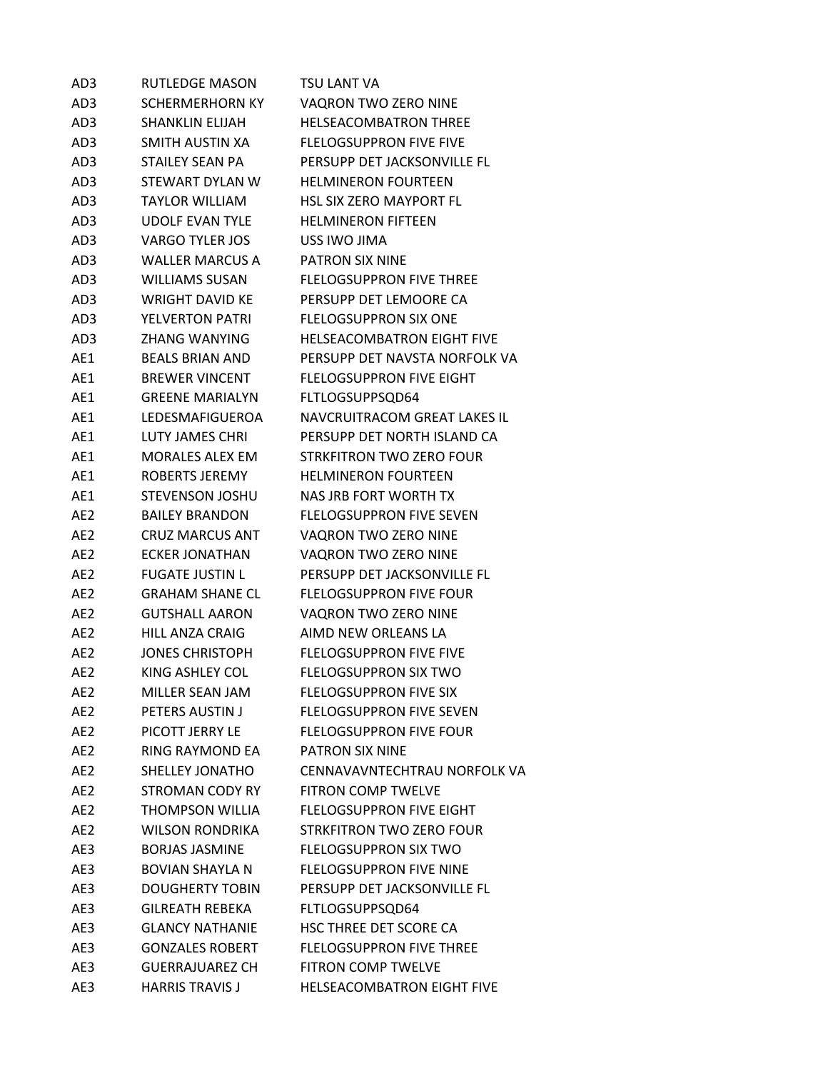| | | |
|---|---|---|
| AD3 | RUTLEDGE MASON | TSU LANT VA |
| AD3 | SCHERMERHORN KY | VAQRON TWO ZERO NINE |
| AD3 | SHANKLIN ELIJAH | HELSEACOMBATRON THREE |
| AD3 | SMITH AUSTIN XA | FLELOGSUPPRON FIVE FIVE |
| AD3 | STAILEY SEAN PA | PERSUPP DET JACKSONVILLE FL |
| AD3 | STEWART DYLAN W | HELMINERON FOURTEEN |
| AD3 | TAYLOR WILLIAM | HSL SIX ZERO MAYPORT FL |
| AD3 | UDOLF EVAN TYLE | HELMINERON FIFTEEN |
| AD3 | VARGO TYLER JOS | USS IWO JIMA |
| AD3 | WALLER MARCUS A | PATRON SIX NINE |
| AD3 | WILLIAMS SUSAN | FLELOGSUPPRON FIVE THREE |
| AD3 | WRIGHT DAVID KE | PERSUPP DET LEMOORE CA |
| AD3 | YELVERTON PATRI | FLELOGSUPPRON SIX ONE |
| AD3 | ZHANG WANYING | HELSEACOMBATRON EIGHT FIVE |
| AE1 | BEALS BRIAN AND | PERSUPP DET NAVSTA NORFOLK VA |
| AE1 | BREWER VINCENT | FLELOGSUPPRON FIVE EIGHT |
| AE1 | GREENE MARIALYN | FLTLOGSUPPSQD64 |
| AE1 | LEDESMAFIGUEROA | NAVCRUITRACOM GREAT LAKES IL |
| AE1 | LUTY JAMES CHRI | PERSUPP DET NORTH ISLAND CA |
| AE1 | MORALES ALEX EM | STRKFITRON TWO ZERO FOUR |
| AE1 | ROBERTS JEREMY | HELMINERON FOURTEEN |
| AE1 | STEVENSON JOSHU | NAS JRB FORT WORTH TX |
| AE2 | BAILEY BRANDON | FLELOGSUPPRON FIVE SEVEN |
| AE2 | CRUZ MARCUS ANT | VAQRON TWO ZERO NINE |
| AE2 | ECKER JONATHAN | VAQRON TWO ZERO NINE |
| AE2 | FUGATE JUSTIN L | PERSUPP DET JACKSONVILLE FL |
| AE2 | GRAHAM SHANE CL | FLELOGSUPPRON FIVE FOUR |
| AE2 | GUTSHALL AARON | VAQRON TWO ZERO NINE |
| AE2 | HILL ANZA CRAIG | AIMD NEW ORLEANS LA |
| AE2 | JONES CHRISTOPH | FLELOGSUPPRON FIVE FIVE |
| AE2 | KING ASHLEY COL | FLELOGSUPPRON SIX TWO |
| AE2 | MILLER SEAN JAM | FLELOGSUPPRON FIVE SIX |
| AE2 | PETERS AUSTIN J | FLELOGSUPPRON FIVE SEVEN |
| AE2 | PICOTT JERRY LE | FLELOGSUPPRON FIVE FOUR |
| AE2 | RING RAYMOND EA | PATRON SIX NINE |
| AE2 | SHELLEY JONATHO | CENNAVAVNTECHTRAU NORFOLK VA |
| AE2 | STROMAN CODY RY | FITRON COMP TWELVE |
| AE2 | THOMPSON WILLIA | FLELOGSUPPRON FIVE EIGHT |
| AE2 | WILSON RONDRIKA | STRKFITRON TWO ZERO FOUR |
| AE3 | BORJAS JASMINE | FLELOGSUPPRON SIX TWO |
| AE3 | BOVIAN SHAYLA N | FLELOGSUPPRON FIVE NINE |
| AE3 | DOUGHERTY TOBIN | PERSUPP DET JACKSONVILLE FL |
| AE3 | GILREATH REBEKA | FLTLOGSUPPSQD64 |
| AE3 | GLANCY NATHANIE | HSC THREE DET SCORE CA |
| AE3 | GONZALES ROBERT | FLELOGSUPPRON FIVE THREE |
| AE3 | GUERRAJUAREZ CH | FITRON COMP TWELVE |
| AE3 | HARRIS TRAVIS J | HELSEACOMBATRON EIGHT FIVE |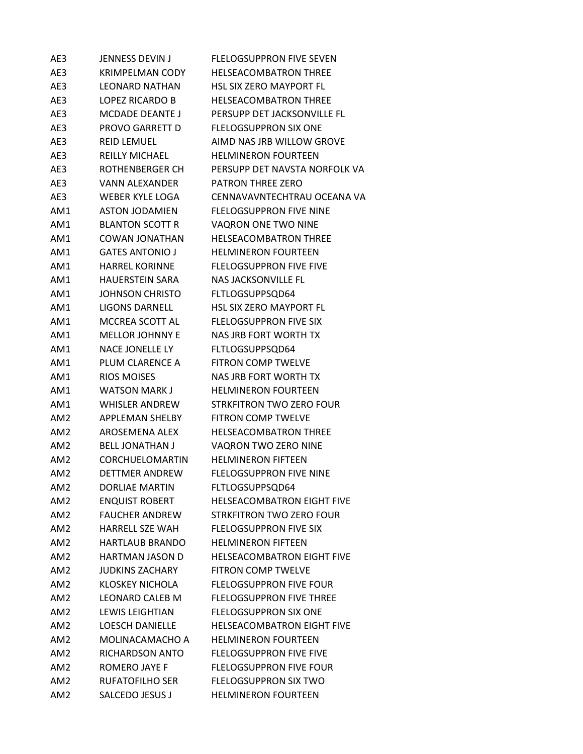| | | |
|---|---|---|
| AE3 | JENNESS DEVIN J | FLELOGSUPPRON FIVE SEVEN |
| AE3 | KRIMPELMAN CODY | HELSEACOMBATRON THREE |
| AE3 | LEONARD NATHAN | HSL SIX ZERO MAYPORT FL |
| AE3 | LOPEZ RICARDO B | HELSEACOMBATRON THREE |
| AE3 | MCDADE DEANTE J | PERSUPP DET JACKSONVILLE FL |
| AE3 | PROVO GARRETT D | FLELOGSUPPRON SIX ONE |
| AE3 | REID LEMUEL | AIMD NAS JRB WILLOW GROVE |
| AE3 | REILLY MICHAEL | HELMINERON FOURTEEN |
| AE3 | ROTHENBERGER CH | PERSUPP DET NAVSTA NORFOLK VA |
| AE3 | VANN ALEXANDER | PATRON THREE ZERO |
| AE3 | WEBER KYLE LOGA | CENNAVAVNTECHTRAU OCEANA VA |
| AM1 | ASTON JODAMIEN | FLELOGSUPPRON FIVE NINE |
| AM1 | BLANTON SCOTT R | VAQRON ONE TWO NINE |
| AM1 | COWAN JONATHAN | HELSEACOMBATRON THREE |
| AM1 | GATES ANTONIO J | HELMINERON FOURTEEN |
| AM1 | HARREL KORINNE | FLELOGSUPPRON FIVE FIVE |
| AM1 | HAUERSTEIN SARA | NAS JACKSONVILLE FL |
| AM1 | JOHNSON CHRISTO | FLTLOGSUPPSQD64 |
| AM1 | LIGONS DARNELL | HSL SIX ZERO MAYPORT FL |
| AM1 | MCCREA SCOTT AL | FLELOGSUPPRON FIVE SIX |
| AM1 | MELLOR JOHNNY E | NAS JRB FORT WORTH TX |
| AM1 | NACE JONELLE LY | FLTLOGSUPPSQD64 |
| AM1 | PLUM CLARENCE A | FITRON COMP TWELVE |
| AM1 | RIOS MOISES | NAS JRB FORT WORTH TX |
| AM1 | WATSON MARK J | HELMINERON FOURTEEN |
| AM1 | WHISLER ANDREW | STRKFITRON TWO ZERO FOUR |
| AM2 | APPLEMAN SHELBY | FITRON COMP TWELVE |
| AM2 | AROSEMENA ALEX | HELSEACOMBATRON THREE |
| AM2 | BELL JONATHAN J | VAQRON TWO ZERO NINE |
| AM2 | CORCHUELOMARTIN | HELMINERON FIFTEEN |
| AM2 | DETTMER ANDREW | FLELOGSUPPRON FIVE NINE |
| AM2 | DORLIAE MARTIN | FLTLOGSUPPSQD64 |
| AM2 | ENQUIST ROBERT | HELSEACOMBATRON EIGHT FIVE |
| AM2 | FAUCHER ANDREW | STRKFITRON TWO ZERO FOUR |
| AM2 | HARRELL SZE WAH | FLELOGSUPPRON FIVE SIX |
| AM2 | HARTLAUB BRANDO | HELMINERON FIFTEEN |
| AM2 | HARTMAN JASON D | HELSEACOMBATRON EIGHT FIVE |
| AM2 | JUDKINS ZACHARY | FITRON COMP TWELVE |
| AM2 | KLOSKEY NICHOLA | FLELOGSUPPRON FIVE FOUR |
| AM2 | LEONARD CALEB M | FLELOGSUPPRON FIVE THREE |
| AM2 | LEWIS LEIGHTIAN | FLELOGSUPPRON SIX ONE |
| AM2 | LOESCH DANIELLE | HELSEACOMBATRON EIGHT FIVE |
| AM2 | MOLINACAMACHO A | HELMINERON FOURTEEN |
| AM2 | RICHARDSON ANTO | FLELOGSUPPRON FIVE FIVE |
| AM2 | ROMERO JAYE F | FLELOGSUPPRON FIVE FOUR |
| AM2 | RUFATOFILHO SER | FLELOGSUPPRON SIX TWO |
| AM2 | SALCEDO JESUS J | HELMINERON FOURTEEN |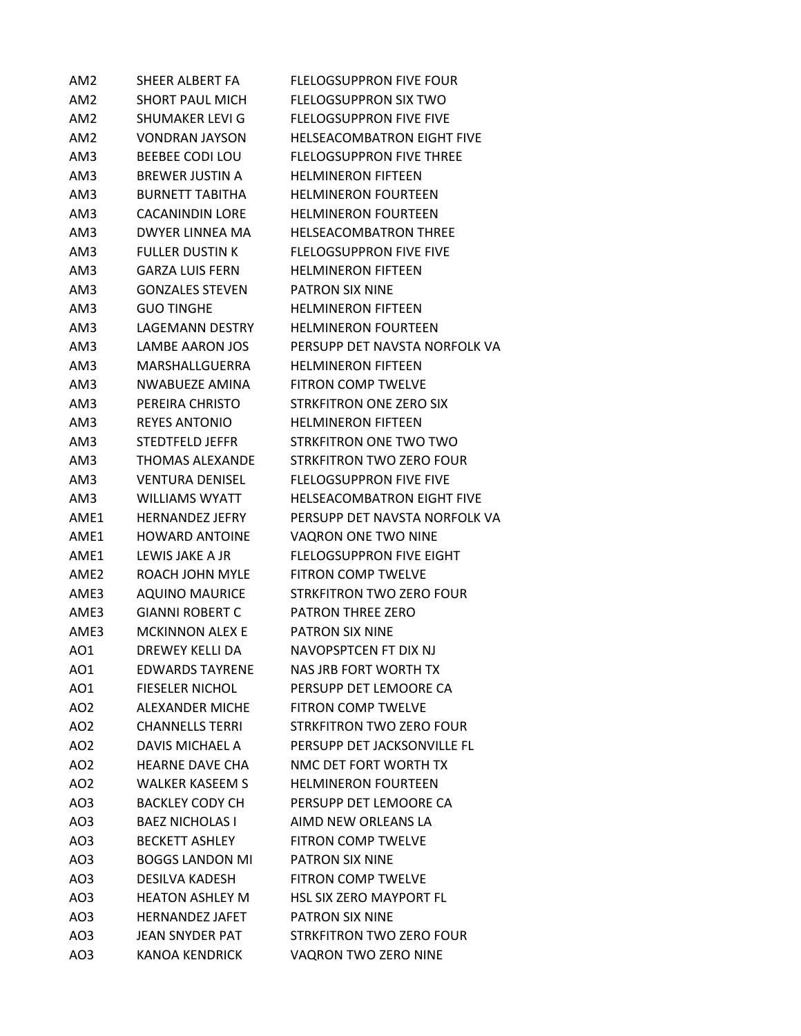| | | |
|---|---|---|
| AM2 | SHEER ALBERT FA | FLELOGSUPPRON FIVE FOUR |
| AM2 | SHORT PAUL MICH | FLELOGSUPPRON SIX TWO |
| AM2 | SHUMAKER LEVI G | FLELOGSUPPRON FIVE FIVE |
| AM2 | VONDRAN JAYSON | HELSEACOMBATRON EIGHT FIVE |
| AM3 | BEEBEE CODI LOU | FLELOGSUPPRON FIVE THREE |
| AM3 | BREWER JUSTIN A | HELMINERON FIFTEEN |
| AM3 | BURNETT TABITHA | HELMINERON FOURTEEN |
| AM3 | CACANINDIN LORE | HELMINERON FOURTEEN |
| AM3 | DWYER LINNEA MA | HELSEACOMBATRON THREE |
| AM3 | FULLER DUSTIN K | FLELOGSUPPRON FIVE FIVE |
| AM3 | GARZA LUIS FERN | HELMINERON FIFTEEN |
| AM3 | GONZALES STEVEN | PATRON SIX NINE |
| AM3 | GUO TINGHE | HELMINERON FIFTEEN |
| AM3 | LAGEMANN DESTRY | HELMINERON FOURTEEN |
| AM3 | LAMBE AARON JOS | PERSUPP DET NAVSTA NORFOLK VA |
| AM3 | MARSHALLGUERRA | HELMINERON FIFTEEN |
| AM3 | NWABUEZE AMINA | FITRON COMP TWELVE |
| AM3 | PEREIRA CHRISTO | STRKFITRON ONE ZERO SIX |
| AM3 | REYES ANTONIO | HELMINERON FIFTEEN |
| AM3 | STEDTFELD JEFFR | STRKFITRON ONE TWO TWO |
| AM3 | THOMAS ALEXANDE | STRKFITRON TWO ZERO FOUR |
| AM3 | VENTURA DENISEL | FLELOGSUPPRON FIVE FIVE |
| AM3 | WILLIAMS WYATT | HELSEACOMBATRON EIGHT FIVE |
| AME1 | HERNANDEZ JEFRY | PERSUPP DET NAVSTA NORFOLK VA |
| AME1 | HOWARD ANTOINE | VAQRON ONE TWO NINE |
| AME1 | LEWIS JAKE A JR | FLELOGSUPPRON FIVE EIGHT |
| AME2 | ROACH JOHN MYLE | FITRON COMP TWELVE |
| AME3 | AQUINO MAURICE | STRKFITRON TWO ZERO FOUR |
| AME3 | GIANNI ROBERT C | PATRON THREE ZERO |
| AME3 | MCKINNON ALEX E | PATRON SIX NINE |
| AO1 | DREWEY KELLI DA | NAVOPSPTCEN FT DIX NJ |
| AO1 | EDWARDS TAYRENE | NAS JRB FORT WORTH TX |
| AO1 | FIESELER NICHOL | PERSUPP DET LEMOORE CA |
| AO2 | ALEXANDER MICHE | FITRON COMP TWELVE |
| AO2 | CHANNELLS TERRI | STRKFITRON TWO ZERO FOUR |
| AO2 | DAVIS MICHAEL A | PERSUPP DET JACKSONVILLE FL |
| AO2 | HEARNE DAVE CHA | NMC DET FORT WORTH TX |
| AO2 | WALKER KASEEM S | HELMINERON FOURTEEN |
| AO3 | BACKLEY CODY CH | PERSUPP DET LEMOORE CA |
| AO3 | BAEZ NICHOLAS I | AIMD NEW ORLEANS LA |
| AO3 | BECKETT ASHLEY | FITRON COMP TWELVE |
| AO3 | BOGGS LANDON MI | PATRON SIX NINE |
| AO3 | DESILVA KADESH | FITRON COMP TWELVE |
| AO3 | HEATON ASHLEY M | HSL SIX ZERO MAYPORT FL |
| AO3 | HERNANDEZ JAFET | PATRON SIX NINE |
| AO3 | JEAN SNYDER PAT | STRKFITRON TWO ZERO FOUR |
| AO3 | KANOA KENDRICK | VAQRON TWO ZERO NINE |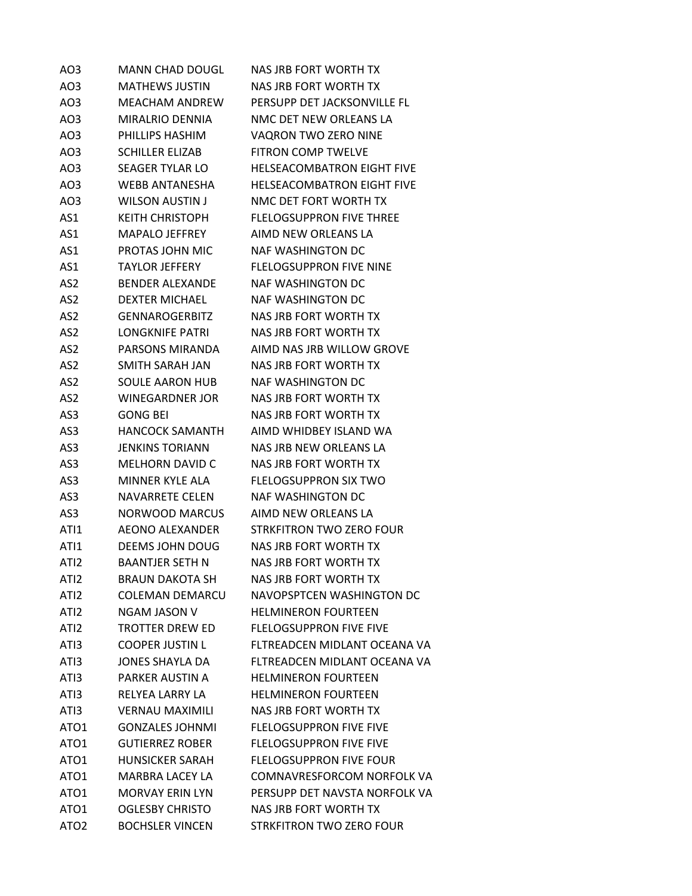| | | |
|---|---|---|
| AO3 | MANN CHAD DOUGL | NAS JRB FORT WORTH TX |
| AO3 | MATHEWS JUSTIN | NAS JRB FORT WORTH TX |
| AO3 | MEACHAM ANDREW | PERSUPP DET JACKSONVILLE FL |
| AO3 | MIRALRIO DENNIA | NMC DET NEW ORLEANS LA |
| AO3 | PHILLIPS HASHIM | VAQRON TWO ZERO NINE |
| AO3 | SCHILLER ELIZAB | FITRON COMP TWELVE |
| AO3 | SEAGER TYLAR LO | HELSEACOMBATRON EIGHT FIVE |
| AO3 | WEBB ANTANESHA | HELSEACOMBATRON EIGHT FIVE |
| AO3 | WILSON AUSTIN J | NMC DET FORT WORTH TX |
| AS1 | KEITH CHRISTOPH | FLELOGSUPPRON FIVE THREE |
| AS1 | MAPALO JEFFREY | AIMD NEW ORLEANS LA |
| AS1 | PROTAS JOHN MIC | NAF WASHINGTON DC |
| AS1 | TAYLOR JEFFERY | FLELOGSUPPRON FIVE NINE |
| AS2 | BENDER ALEXANDE | NAF WASHINGTON DC |
| AS2 | DEXTER MICHAEL | NAF WASHINGTON DC |
| AS2 | GENNAROGERBITZ | NAS JRB FORT WORTH TX |
| AS2 | LONGKNIFE PATRI | NAS JRB FORT WORTH TX |
| AS2 | PARSONS MIRANDA | AIMD NAS JRB WILLOW GROVE |
| AS2 | SMITH SARAH JAN | NAS JRB FORT WORTH TX |
| AS2 | SOULE AARON HUB | NAF WASHINGTON DC |
| AS2 | WINEGARDNER JOR | NAS JRB FORT WORTH TX |
| AS3 | GONG BEI | NAS JRB FORT WORTH TX |
| AS3 | HANCOCK SAMANTH | AIMD WHIDBEY ISLAND WA |
| AS3 | JENKINS TORIANN | NAS JRB NEW ORLEANS LA |
| AS3 | MELHORN DAVID C | NAS JRB FORT WORTH TX |
| AS3 | MINNER KYLE ALA | FLELOGSUPPRON SIX TWO |
| AS3 | NAVARRETE CELEN | NAF WASHINGTON DC |
| AS3 | NORWOOD MARCUS | AIMD NEW ORLEANS LA |
| ATI1 | AEONO ALEXANDER | STRKFITRON TWO ZERO FOUR |
| ATI1 | DEEMS JOHN DOUG | NAS JRB FORT WORTH TX |
| ATI2 | BAANTJER SETH N | NAS JRB FORT WORTH TX |
| ATI2 | BRAUN DAKOTA SH | NAS JRB FORT WORTH TX |
| ATI2 | COLEMAN DEMARCU | NAVOPSPTCEN WASHINGTON DC |
| ATI2 | NGAM JASON V | HELMINERON FOURTEEN |
| ATI2 | TROTTER DREW ED | FLELOGSUPPRON FIVE FIVE |
| ATI3 | COOPER JUSTIN L | FLTREADCEN MIDLANT OCEANA VA |
| ATI3 | JONES SHAYLA DA | FLTREADCEN MIDLANT OCEANA VA |
| ATI3 | PARKER AUSTIN A | HELMINERON FOURTEEN |
| ATI3 | RELYEA LARRY LA | HELMINERON FOURTEEN |
| ATI3 | VERNAU MAXIMILI | NAS JRB FORT WORTH TX |
| ATO1 | GONZALES JOHNMI | FLELOGSUPPRON FIVE FIVE |
| ATO1 | GUTIERREZ ROBER | FLELOGSUPPRON FIVE FIVE |
| ATO1 | HUNSICKER SARAH | FLELOGSUPPRON FIVE FOUR |
| ATO1 | MARBRA LACEY LA | COMNAVRESFORCOM NORFOLK VA |
| ATO1 | MORVAY ERIN LYN | PERSUPP DET NAVSTA NORFOLK VA |
| ATO1 | OGLESBY CHRISTO | NAS JRB FORT WORTH TX |
| ATO2 | BOCHSLER VINCEN | STRKFITRON TWO ZERO FOUR |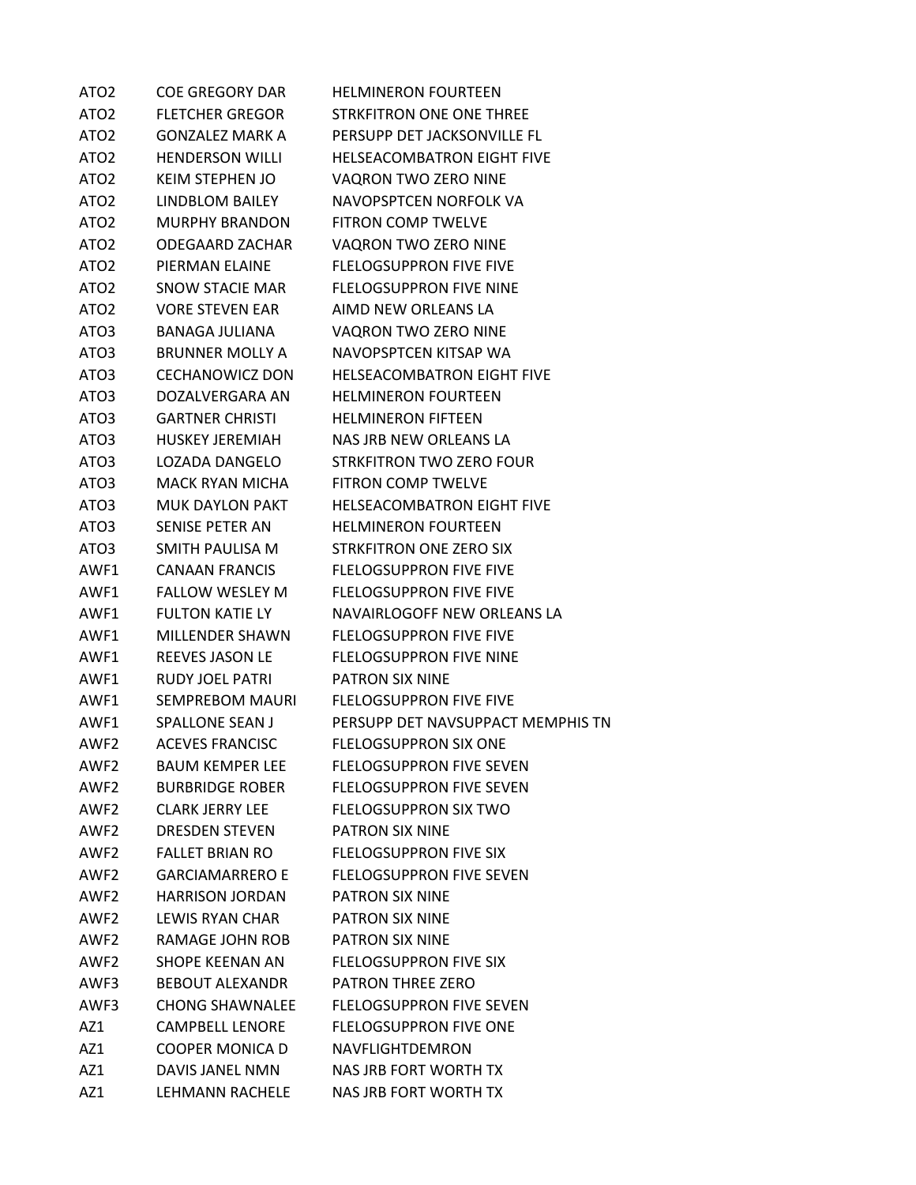| | | |
|---|---|---|
| ATO2 | COE GREGORY DAR | HELMINERON FOURTEEN |
| ATO2 | FLETCHER GREGOR | STRKFITRON ONE ONE THREE |
| ATO2 | GONZALEZ MARK A | PERSUPP DET JACKSONVILLE FL |
| ATO2 | HENDERSON WILLI | HELSEACOMBATRON EIGHT FIVE |
| ATO2 | KEIM STEPHEN JO | VAQRON TWO ZERO NINE |
| ATO2 | LINDBLOM BAILEY | NAVOPSPTCEN NORFOLK VA |
| ATO2 | MURPHY BRANDON | FITRON COMP TWELVE |
| ATO2 | ODEGAARD ZACHAR | VAQRON TWO ZERO NINE |
| ATO2 | PIERMAN ELAINE | FLELOGSUPPRON FIVE FIVE |
| ATO2 | SNOW STACIE MAR | FLELOGSUPPRON FIVE NINE |
| ATO2 | VORE STEVEN EAR | AIMD NEW ORLEANS LA |
| ATO3 | BANAGA JULIANA | VAQRON TWO ZERO NINE |
| ATO3 | BRUNNER MOLLY A | NAVOPSPTCEN KITSAP WA |
| ATO3 | CECHANOWICZ DON | HELSEACOMBATRON EIGHT FIVE |
| ATO3 | DOZALVERGARA AN | HELMINERON FOURTEEN |
| ATO3 | GARTNER CHRISTI | HELMINERON FIFTEEN |
| ATO3 | HUSKEY JEREMIAH | NAS JRB NEW ORLEANS LA |
| ATO3 | LOZADA DANGELO | STRKFITRON TWO ZERO FOUR |
| ATO3 | MACK RYAN MICHA | FITRON COMP TWELVE |
| ATO3 | MUK DAYLON PAKT | HELSEACOMBATRON EIGHT FIVE |
| ATO3 | SENISE PETER AN | HELMINERON FOURTEEN |
| ATO3 | SMITH PAULISA M | STRKFITRON ONE ZERO SIX |
| AWF1 | CANAAN FRANCIS | FLELOGSUPPRON FIVE FIVE |
| AWF1 | FALLOW WESLEY M | FLELOGSUPPRON FIVE FIVE |
| AWF1 | FULTON KATIE LY | NAVAIRLOGOFF NEW ORLEANS LA |
| AWF1 | MILLENDER SHAWN | FLELOGSUPPRON FIVE FIVE |
| AWF1 | REEVES JASON LE | FLELOGSUPPRON FIVE NINE |
| AWF1 | RUDY JOEL PATRI | PATRON SIX NINE |
| AWF1 | SEMPREBOM MAURI | FLELOGSUPPRON FIVE FIVE |
| AWF1 | SPALLONE SEAN J | PERSUPP DET NAVSUPPACT MEMPHIS TN |
| AWF2 | ACEVES FRANCISC | FLELOGSUPPRON SIX ONE |
| AWF2 | BAUM KEMPER LEE | FLELOGSUPPRON FIVE SEVEN |
| AWF2 | BURBRIDGE ROBER | FLELOGSUPPRON FIVE SEVEN |
| AWF2 | CLARK JERRY LEE | FLELOGSUPPRON SIX TWO |
| AWF2 | DRESDEN STEVEN | PATRON SIX NINE |
| AWF2 | FALLET BRIAN RO | FLELOGSUPPRON FIVE SIX |
| AWF2 | GARCIAMARRERO E | FLELOGSUPPRON FIVE SEVEN |
| AWF2 | HARRISON JORDAN | PATRON SIX NINE |
| AWF2 | LEWIS RYAN CHAR | PATRON SIX NINE |
| AWF2 | RAMAGE JOHN ROB | PATRON SIX NINE |
| AWF2 | SHOPE KEENAN AN | FLELOGSUPPRON FIVE SIX |
| AWF3 | BEBOUT ALEXANDR | PATRON THREE ZERO |
| AWF3 | CHONG SHAWNALEE | FLELOGSUPPRON FIVE SEVEN |
| AZ1 | CAMPBELL LENORE | FLELOGSUPPRON FIVE ONE |
| AZ1 | COOPER MONICA D | NAVFLIGHTDEMRON |
| AZ1 | DAVIS JANEL NMN | NAS JRB FORT WORTH TX |
| AZ1 | LEHMANN RACHELE | NAS JRB FORT WORTH TX |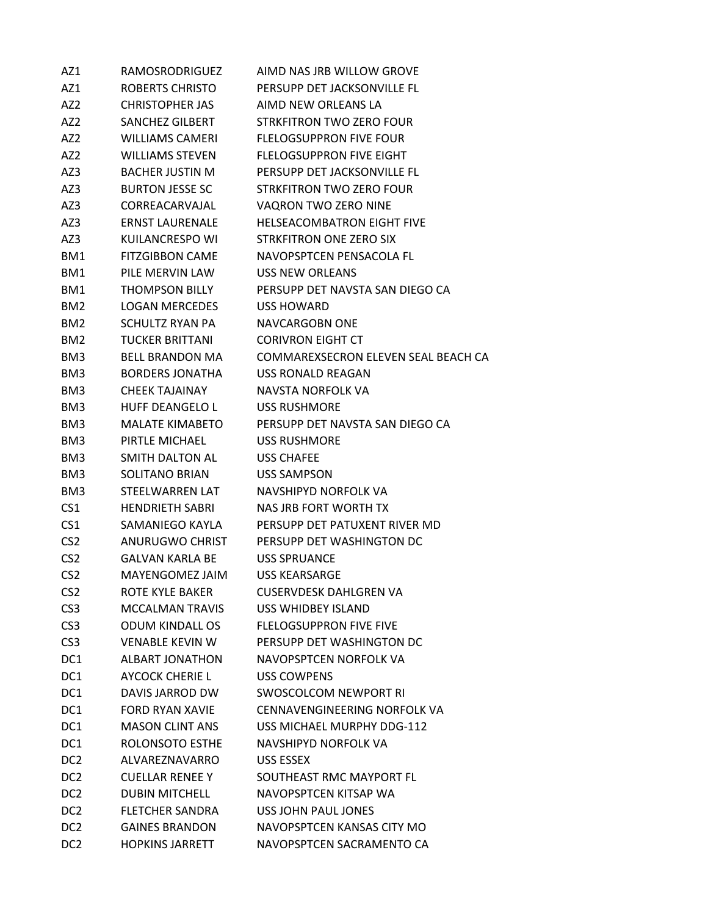| | | |
|---|---|---|
| AZ1 | RAMOSRODRIGUEZ | AIMD NAS JRB WILLOW GROVE |
| AZ1 | ROBERTS CHRISTO | PERSUPP DET JACKSONVILLE FL |
| AZ2 | CHRISTOPHER JAS | AIMD NEW ORLEANS LA |
| AZ2 | SANCHEZ GILBERT | STRKFITRON TWO ZERO FOUR |
| AZ2 | WILLIAMS CAMERI | FLELOGSUPPRON FIVE FOUR |
| AZ2 | WILLIAMS STEVEN | FLELOGSUPPRON FIVE EIGHT |
| AZ3 | BACHER JUSTIN M | PERSUPP DET JACKSONVILLE FL |
| AZ3 | BURTON JESSE SC | STRKFITRON TWO ZERO FOUR |
| AZ3 | CORREACARVAJAL | VAQRON TWO ZERO NINE |
| AZ3 | ERNST LAURENALE | HELSEACOMBATRON EIGHT FIVE |
| AZ3 | KUILANCRESPO WI | STRKFITRON ONE ZERO SIX |
| BM1 | FITZGIBBON CAME | NAVOPSPTCEN PENSACOLA FL |
| BM1 | PILE MERVIN LAW | USS NEW ORLEANS |
| BM1 | THOMPSON BILLY | PERSUPP DET NAVSTA SAN DIEGO CA |
| BM2 | LOGAN MERCEDES | USS HOWARD |
| BM2 | SCHULTZ RYAN PA | NAVCARGOBN ONE |
| BM2 | TUCKER BRITTANI | CORIVRON EIGHT CT |
| BM3 | BELL BRANDON MA | COMMAREXSECRON ELEVEN SEAL BEACH CA |
| BM3 | BORDERS JONATHA | USS RONALD REAGAN |
| BM3 | CHEEK TAJAINAY | NAVSTA NORFOLK VA |
| BM3 | HUFF DEANGELO L | USS RUSHMORE |
| BM3 | MALATE KIMABETO | PERSUPP DET NAVSTA SAN DIEGO CA |
| BM3 | PIRTLE MICHAEL | USS RUSHMORE |
| BM3 | SMITH DALTON AL | USS CHAFEE |
| BM3 | SOLITANO BRIAN | USS SAMPSON |
| BM3 | STEELWARREN LAT | NAVSHIPYD NORFOLK VA |
| CS1 | HENDRIETH SABRI | NAS JRB FORT WORTH TX |
| CS1 | SAMANIEGO KAYLA | PERSUPP DET PATUXENT RIVER MD |
| CS2 | ANURUGWO CHRIST | PERSUPP DET WASHINGTON DC |
| CS2 | GALVAN KARLA BE | USS SPRUANCE |
| CS2 | MAYENGOMEZ JAIM | USS KEARSARGE |
| CS2 | ROTE KYLE BAKER | CUSERVDESK DAHLGREN VA |
| CS3 | MCCALMAN TRAVIS | USS WHIDBEY ISLAND |
| CS3 | ODUM KINDALL OS | FLELOGSUPPRON FIVE FIVE |
| CS3 | VENABLE KEVIN W | PERSUPP DET WASHINGTON DC |
| DC1 | ALBART JONATHON | NAVOPSPTCEN NORFOLK VA |
| DC1 | AYCOCK CHERIE L | USS COWPENS |
| DC1 | DAVIS JARROD DW | SWOSCOLCOM NEWPORT RI |
| DC1 | FORD RYAN XAVIE | CENNAVENGINEERING NORFOLK VA |
| DC1 | MASON CLINT ANS | USS MICHAEL MURPHY DDG-112 |
| DC1 | ROLONSOTO ESTHE | NAVSHIPYD NORFOLK VA |
| DC2 | ALVAREZNAVARRO | USS ESSEX |
| DC2 | CUELLAR RENEE Y | SOUTHEAST RMC MAYPORT FL |
| DC2 | DUBIN MITCHELL | NAVOPSPTCEN KITSAP WA |
| DC2 | FLETCHER SANDRA | USS JOHN PAUL JONES |
| DC2 | GAINES BRANDON | NAVOPSPTCEN KANSAS CITY MO |
| DC2 | HOPKINS JARRETT | NAVOPSPTCEN SACRAMENTO CA |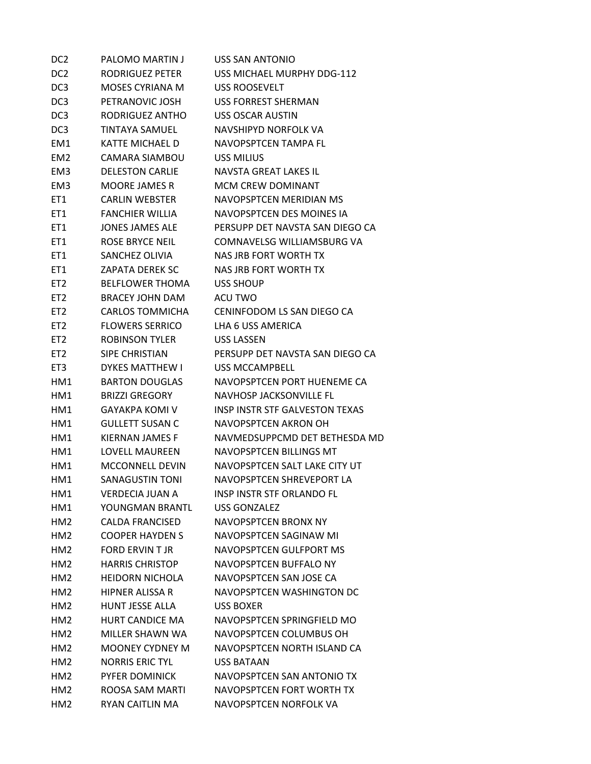| | | |
|---|---|---|
| DC2 | PALOMO MARTIN J | USS SAN ANTONIO |
| DC2 | RODRIGUEZ PETER | USS MICHAEL MURPHY DDG-112 |
| DC3 | MOSES CYRIANA M | USS ROOSEVELT |
| DC3 | PETRANOVIC JOSH | USS FORREST SHERMAN |
| DC3 | RODRIGUEZ ANTHO | USS OSCAR AUSTIN |
| DC3 | TINTAYA SAMUEL | NAVSHIPYD NORFOLK VA |
| EM1 | KATTE MICHAEL D | NAVOPSPTCEN TAMPA FL |
| EM2 | CAMARA SIAMBOU | USS MILIUS |
| EM3 | DELESTON CARLIE | NAVSTA GREAT LAKES IL |
| EM3 | MOORE JAMES R | MCM CREW DOMINANT |
| ET1 | CARLIN WEBSTER | NAVOPSPTCEN MERIDIAN MS |
| ET1 | FANCHIER WILLIA | NAVOPSPTCEN DES MOINES IA |
| ET1 | JONES JAMES ALE | PERSUPP DET NAVSTA SAN DIEGO CA |
| ET1 | ROSE BRYCE NEIL | COMNAVELSG WILLIAMSBURG VA |
| ET1 | SANCHEZ OLIVIA | NAS JRB FORT WORTH TX |
| ET1 | ZAPATA DEREK SC | NAS JRB FORT WORTH TX |
| ET2 | BELFLOWER THOMA | USS SHOUP |
| ET2 | BRACEY JOHN DAM | ACU TWO |
| ET2 | CARLOS TOMMICHA | CENINFODOM LS SAN DIEGO CA |
| ET2 | FLOWERS SERRICO | LHA 6 USS AMERICA |
| ET2 | ROBINSON TYLER | USS LASSEN |
| ET2 | SIPE CHRISTIAN | PERSUPP DET NAVSTA SAN DIEGO CA |
| ET3 | DYKES MATTHEW I | USS MCCAMPBELL |
| HM1 | BARTON DOUGLAS | NAVOPSPTCEN PORT HUENEME CA |
| HM1 | BRIZZI GREGORY | NAVHOSP JACKSONVILLE FL |
| HM1 | GAYAKPA KOMI V | INSP INSTR STF GALVESTON TEXAS |
| HM1 | GULLETT SUSAN C | NAVOPSPTCEN AKRON OH |
| HM1 | KIERNAN JAMES F | NAVMEDSUPPCMD DET BETHESDA MD |
| HM1 | LOVELL MAUREEN | NAVOPSPTCEN BILLINGS MT |
| HM1 | MCCONNELL DEVIN | NAVOPSPTCEN SALT LAKE CITY UT |
| HM1 | SANAGUSTIN TONI | NAVOPSPTCEN SHREVEPORT LA |
| HM1 | VERDECIA JUAN A | INSP INSTR STF ORLANDO FL |
| HM1 | YOUNGMAN BRANTL | USS GONZALEZ |
| HM2 | CALDA FRANCISED | NAVOPSPTCEN BRONX NY |
| HM2 | COOPER HAYDEN S | NAVOPSPTCEN SAGINAW MI |
| HM2 | FORD ERVIN T JR | NAVOPSPTCEN GULFPORT MS |
| HM2 | HARRIS CHRISTOP | NAVOPSPTCEN BUFFALO NY |
| HM2 | HEIDORN NICHOLA | NAVOPSPTCEN SAN JOSE CA |
| HM2 | HIPNER ALISSA R | NAVOPSPTCEN WASHINGTON DC |
| HM2 | HUNT JESSE ALLA | USS BOXER |
| HM2 | HURT CANDICE MA | NAVOPSPTCEN SPRINGFIELD MO |
| HM2 | MILLER SHAWN WA | NAVOPSPTCEN COLUMBUS OH |
| HM2 | MOONEY CYDNEY M | NAVOPSPTCEN NORTH ISLAND CA |
| HM2 | NORRIS ERIC TYL | USS BATAAN |
| HM2 | PYFER DOMINICK | NAVOPSPTCEN SAN ANTONIO TX |
| HM2 | ROOSA SAM MARTI | NAVOPSPTCEN FORT WORTH TX |
| HM2 | RYAN CAITLIN MA | NAVOPSPTCEN NORFOLK VA |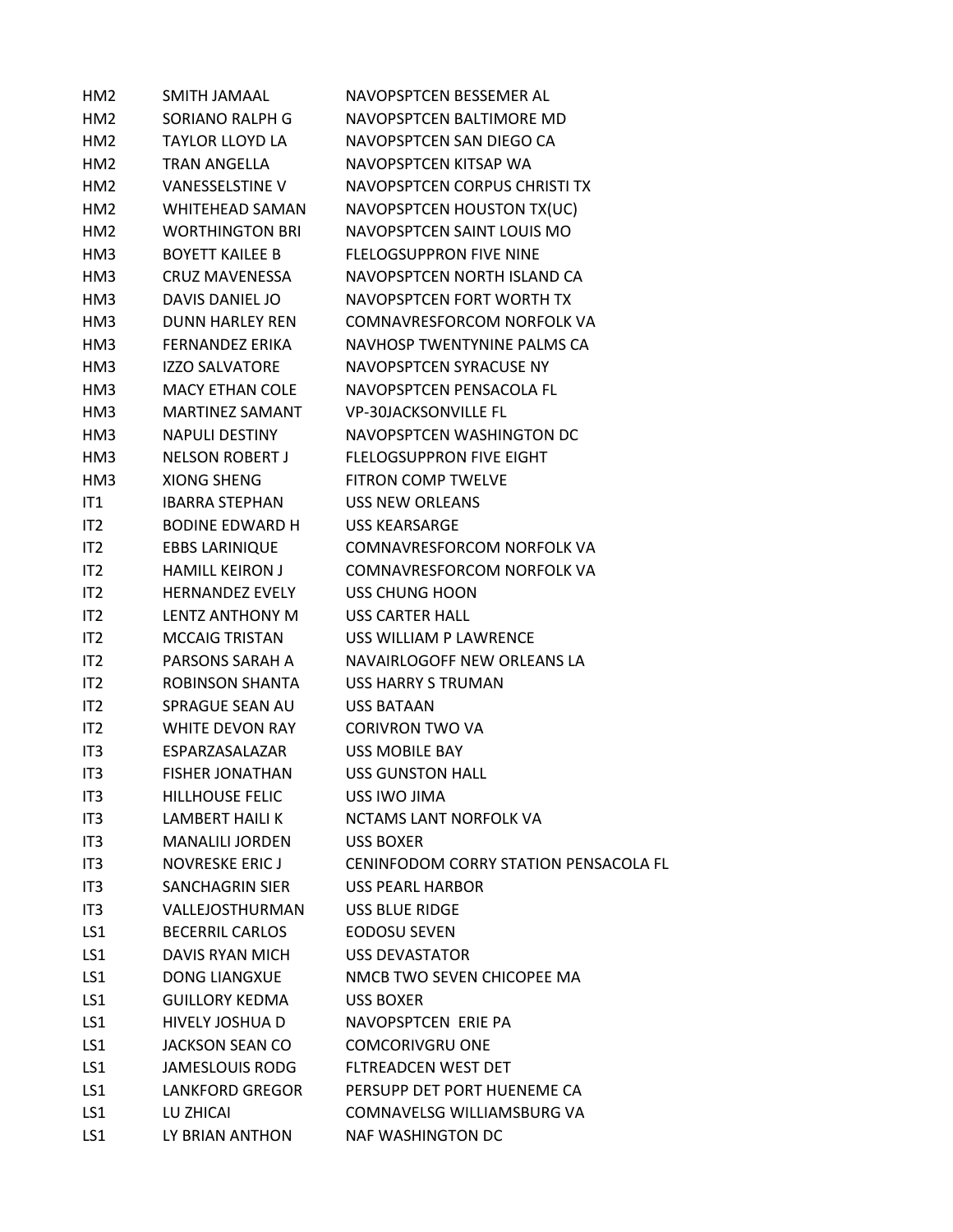| | | |
|---|---|---|
| HM2 | SMITH JAMAAL | NAVOPSPTCEN BESSEMER AL |
| HM2 | SORIANO RALPH G | NAVOPSPTCEN BALTIMORE MD |
| HM2 | TAYLOR LLOYD LA | NAVOPSPTCEN SAN DIEGO CA |
| HM2 | TRAN ANGELLA | NAVOPSPTCEN KITSAP WA |
| HM2 | VANESSELSTINE V | NAVOPSPTCEN CORPUS CHRISTI TX |
| HM2 | WHITEHEAD SAMAN | NAVOPSPTCEN HOUSTON TX(UC) |
| HM2 | WORTHINGTON BRI | NAVOPSPTCEN SAINT LOUIS MO |
| HM3 | BOYETT KAILEE B | FLELOGSUPPRON FIVE NINE |
| HM3 | CRUZ MAVENESSA | NAVOPSPTCEN NORTH ISLAND CA |
| HM3 | DAVIS DANIEL JO | NAVOPSPTCEN FORT WORTH TX |
| HM3 | DUNN HARLEY REN | COMNAVRESFORCOM NORFOLK VA |
| HM3 | FERNANDEZ ERIKA | NAVHOSP TWENTYNINE PALMS CA |
| HM3 | IZZO SALVATORE | NAVOPSPTCEN SYRACUSE NY |
| HM3 | MACY ETHAN COLE | NAVOPSPTCEN PENSACOLA FL |
| HM3 | MARTINEZ SAMANT | VP-30JACKSONVILLE FL |
| HM3 | NAPULI DESTINY | NAVOPSPTCEN WASHINGTON DC |
| HM3 | NELSON ROBERT J | FLELOGSUPPRON FIVE EIGHT |
| HM3 | XIONG SHENG | FITRON COMP TWELVE |
| IT1 | IBARRA STEPHAN | USS NEW ORLEANS |
| IT2 | BODINE EDWARD H | USS KEARSARGE |
| IT2 | EBBS LARINIQUE | COMNAVRESFORCOM NORFOLK VA |
| IT2 | HAMILL KEIRON J | COMNAVRESFORCOM NORFOLK VA |
| IT2 | HERNANDEZ EVELY | USS CHUNG HOON |
| IT2 | LENTZ ANTHONY M | USS CARTER HALL |
| IT2 | MCCAIG TRISTAN | USS WILLIAM P LAWRENCE |
| IT2 | PARSONS SARAH A | NAVAIRLOGOFF NEW ORLEANS LA |
| IT2 | ROBINSON SHANTA | USS HARRY S TRUMAN |
| IT2 | SPRAGUE SEAN AU | USS BATAAN |
| IT2 | WHITE DEVON RAY | CORIVRON TWO VA |
| IT3 | ESPARZASALAZAR | USS MOBILE BAY |
| IT3 | FISHER JONATHAN | USS GUNSTON HALL |
| IT3 | HILLHOUSE FELIC | USS IWO JIMA |
| IT3 | LAMBERT HAILI K | NCTAMS LANT NORFOLK VA |
| IT3 | MANALILI JORDEN | USS BOXER |
| IT3 | NOVRESKE ERIC J | CENINFODOM CORRY STATION PENSACOLA FL |
| IT3 | SANCHAGRIN SIER | USS PEARL HARBOR |
| IT3 | VALLEJOSTHURMAN | USS BLUE RIDGE |
| LS1 | BECERRIL CARLOS | EODOSU SEVEN |
| LS1 | DAVIS RYAN MICH | USS DEVASTATOR |
| LS1 | DONG LIANGXUE | NMCB TWO SEVEN CHICOPEE MA |
| LS1 | GUILLORY KEDMA | USS BOXER |
| LS1 | HIVELY JOSHUA D | NAVOPSPTCEN ERIE PA |
| LS1 | JACKSON SEAN CO | COMCORIVGRU ONE |
| LS1 | JAMESLOUIS RODG | FLTREADCEN WEST DET |
| LS1 | LANKFORD GREGOR | PERSUPP DET PORT HUENEME CA |
| LS1 | LU ZHICAI | COMNAVELSG WILLIAMSBURG VA |
| LS1 | LY BRIAN ANTHON | NAF WASHINGTON DC |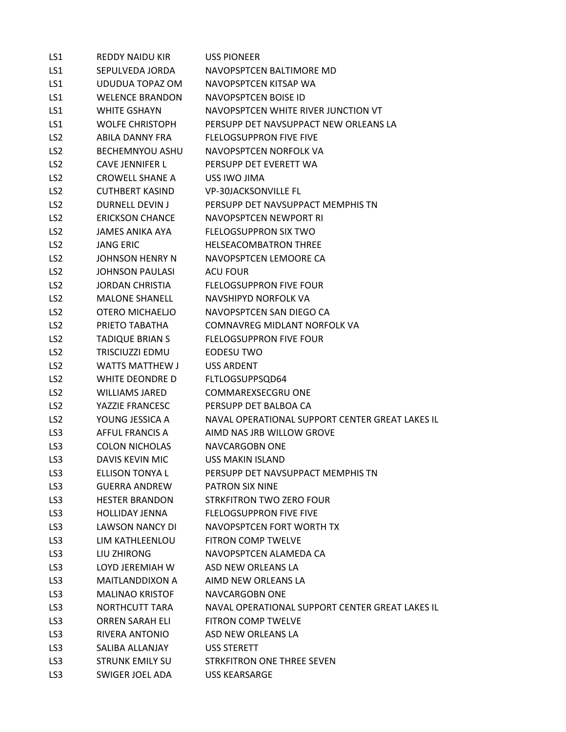| | | |
|---|---|---|
| LS1 | REDDY NAIDU KIR | USS PIONEER |
| LS1 | SEPULVEDA JORDA | NAVOPSPTCEN BALTIMORE MD |
| LS1 | UDUDUA TOPAZ OM | NAVOPSPTCEN KITSAP WA |
| LS1 | WELENCE BRANDON | NAVOPSPTCEN BOISE ID |
| LS1 | WHITE GSHAYN | NAVOPSPTCEN WHITE RIVER JUNCTION VT |
| LS1 | WOLFE CHRISTOPH | PERSUPP DET NAVSUPPACT NEW ORLEANS LA |
| LS2 | ABILA DANNY FRA | FLELOGSUPPRON FIVE FIVE |
| LS2 | BECHEMNYOU ASHU | NAVOPSPTCEN NORFOLK VA |
| LS2 | CAVE JENNIFER L | PERSUPP DET EVERETT WA |
| LS2 | CROWELL SHANE A | USS IWO JIMA |
| LS2 | CUTHBERT KASIND | VP-30JACKSONVILLE FL |
| LS2 | DURNELL DEVIN J | PERSUPP DET NAVSUPPACT MEMPHIS TN |
| LS2 | ERICKSON CHANCE | NAVOPSPTCEN NEWPORT RI |
| LS2 | JAMES ANIKA AYA | FLELOGSUPPRON SIX TWO |
| LS2 | JANG ERIC | HELSEACOMBATRON THREE |
| LS2 | JOHNSON HENRY N | NAVOPSPTCEN LEMOORE CA |
| LS2 | JOHNSON PAULASI | ACU FOUR |
| LS2 | JORDAN CHRISTIA | FLELOGSUPPRON FIVE FOUR |
| LS2 | MALONE SHANELL | NAVSHIPYD NORFOLK VA |
| LS2 | OTERO MICHAELJO | NAVOPSPTCEN SAN DIEGO CA |
| LS2 | PRIETO TABATHA | COMNAVREG MIDLANT NORFOLK VA |
| LS2 | TADIQUE BRIAN S | FLELOGSUPPRON FIVE FOUR |
| LS2 | TRISCIUZZI EDMU | EODESU TWO |
| LS2 | WATTS MATTHEW J | USS ARDENT |
| LS2 | WHITE DEONDRE D | FLTLOGSUPPSQD64 |
| LS2 | WILLIAMS JARED | COMMAREXSECGRU ONE |
| LS2 | YAZZIE FRANCESC | PERSUPP DET BALBOA CA |
| LS2 | YOUNG JESSICA A | NAVAL OPERATIONAL SUPPORT CENTER GREAT LAKES IL |
| LS3 | AFFUL FRANCIS A | AIMD NAS JRB WILLOW GROVE |
| LS3 | COLON NICHOLAS | NAVCARGOBN ONE |
| LS3 | DAVIS KEVIN MIC | USS MAKIN ISLAND |
| LS3 | ELLISON TONYA L | PERSUPP DET NAVSUPPACT MEMPHIS TN |
| LS3 | GUERRA ANDREW | PATRON SIX NINE |
| LS3 | HESTER BRANDON | STRKFITRON TWO ZERO FOUR |
| LS3 | HOLLIDAY JENNA | FLELOGSUPPRON FIVE FIVE |
| LS3 | LAWSON NANCY DI | NAVOPSPTCEN FORT WORTH TX |
| LS3 | LIM KATHLEENLOU | FITRON COMP TWELVE |
| LS3 | LIU ZHIRONG | NAVOPSPTCEN ALAMEDA CA |
| LS3 | LOYD JEREMIAH W | ASD NEW ORLEANS LA |
| LS3 | MAITLANDDIXON A | AIMD NEW ORLEANS LA |
| LS3 | MALINAO KRISTOF | NAVCARGOBN ONE |
| LS3 | NORTHCUTT TARA | NAVAL OPERATIONAL SUPPORT CENTER GREAT LAKES IL |
| LS3 | ORREN SARAH ELI | FITRON COMP TWELVE |
| LS3 | RIVERA ANTONIO | ASD NEW ORLEANS LA |
| LS3 | SALIBA ALLANJAY | USS STERETT |
| LS3 | STRUNK EMILY SU | STRKFITRON ONE THREE SEVEN |
| LS3 | SWIGER JOEL ADA | USS KEARSARGE |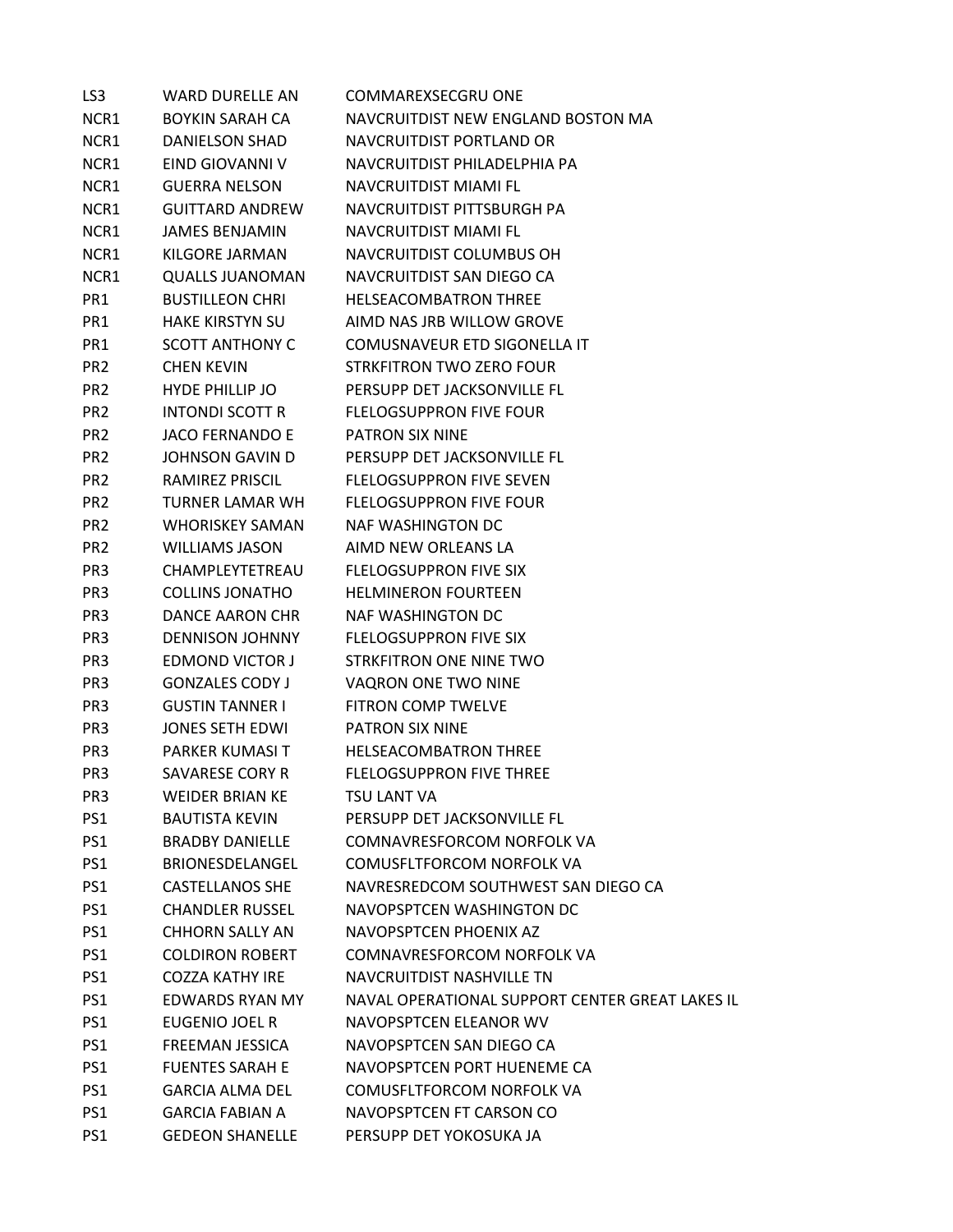| | | |
|---|---|---|
| LS3 | WARD DURELLE AN | COMMAREXSECGRU ONE |
| NCR1 | BOYKIN SARAH CA | NAVCRUITDIST NEW ENGLAND BOSTON MA |
| NCR1 | DANIELSON SHAD | NAVCRUITDIST PORTLAND OR |
| NCR1 | EIND GIOVANNI V | NAVCRUITDIST PHILADELPHIA PA |
| NCR1 | GUERRA NELSON | NAVCRUITDIST MIAMI FL |
| NCR1 | GUITTARD ANDREW | NAVCRUITDIST PITTSBURGH PA |
| NCR1 | JAMES BENJAMIN | NAVCRUITDIST MIAMI FL |
| NCR1 | KILGORE JARMAN | NAVCRUITDIST COLUMBUS OH |
| NCR1 | QUALLS JUANOMAN | NAVCRUITDIST SAN DIEGO CA |
| PR1 | BUSTILLEON CHRI | HELSEACOMBATRON THREE |
| PR1 | HAKE KIRSTYN SU | AIMD NAS JRB WILLOW GROVE |
| PR1 | SCOTT ANTHONY C | COMUSNAVEUR ETD SIGONELLA IT |
| PR2 | CHEN KEVIN | STRKFITRON TWO ZERO FOUR |
| PR2 | HYDE PHILLIP JO | PERSUPP DET JACKSONVILLE FL |
| PR2 | INTONDI SCOTT R | FLELOGSUPPRON FIVE FOUR |
| PR2 | JACO FERNANDO E | PATRON SIX NINE |
| PR2 | JOHNSON GAVIN D | PERSUPP DET JACKSONVILLE FL |
| PR2 | RAMIREZ PRISCIL | FLELOGSUPPRON FIVE SEVEN |
| PR2 | TURNER LAMAR WH | FLELOGSUPPRON FIVE FOUR |
| PR2 | WHORISKEY SAMAN | NAF WASHINGTON DC |
| PR2 | WILLIAMS JASON | AIMD NEW ORLEANS LA |
| PR3 | CHAMPLEYTETREAU | FLELOGSUPPRON FIVE SIX |
| PR3 | COLLINS JONATHO | HELMINERON FOURTEEN |
| PR3 | DANCE AARON CHR | NAF WASHINGTON DC |
| PR3 | DENNISON JOHNNY | FLELOGSUPPRON FIVE SIX |
| PR3 | EDMOND VICTOR J | STRKFITRON ONE NINE TWO |
| PR3 | GONZALES CODY J | VAQRON ONE TWO NINE |
| PR3 | GUSTIN TANNER I | FITRON COMP TWELVE |
| PR3 | JONES SETH EDWI | PATRON SIX NINE |
| PR3 | PARKER KUMASI T | HELSEACOMBATRON THREE |
| PR3 | SAVARESE CORY R | FLELOGSUPPRON FIVE THREE |
| PR3 | WEIDER BRIAN KE | TSU LANT VA |
| PS1 | BAUTISTA KEVIN | PERSUPP DET JACKSONVILLE FL |
| PS1 | BRADBY DANIELLE | COMNAVRESFORCOM NORFOLK VA |
| PS1 | BRIONESDELANGEL | COMUSFLTFORCOM NORFOLK VA |
| PS1 | CASTELLANOS SHE | NAVRESREDCOM SOUTHWEST SAN DIEGO CA |
| PS1 | CHANDLER RUSSEL | NAVOPSPTCEN WASHINGTON DC |
| PS1 | CHHORN SALLY AN | NAVOPSPTCEN PHOENIX AZ |
| PS1 | COLDIRON ROBERT | COMNAVRESFORCOM NORFOLK VA |
| PS1 | COZZA KATHY IRE | NAVCRUITDIST NASHVILLE TN |
| PS1 | EDWARDS RYAN MY | NAVAL OPERATIONAL SUPPORT CENTER GREAT LAKES IL |
| PS1 | EUGENIO JOEL R | NAVOPSPTCEN ELEANOR WV |
| PS1 | FREEMAN JESSICA | NAVOPSPTCEN SAN DIEGO CA |
| PS1 | FUENTES SARAH E | NAVOPSPTCEN PORT HUENEME CA |
| PS1 | GARCIA ALMA DEL | COMUSFLTFORCOM NORFOLK VA |
| PS1 | GARCIA FABIAN A | NAVOPSPTCEN FT CARSON CO |
| PS1 | GEDEON SHANELLE | PERSUPP DET YOKOSUKA JA |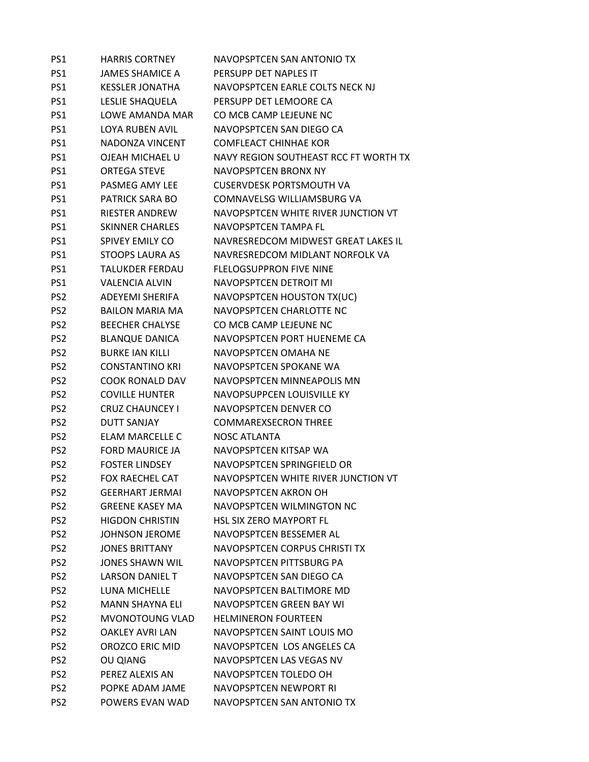| | | |
|---|---|---|
| PS1 | HARRIS CORTNEY | NAVOPSPTCEN SAN ANTONIO TX |
| PS1 | JAMES SHAMICE A | PERSUPP DET NAPLES IT |
| PS1 | KESSLER JONATHA | NAVOPSPTCEN EARLE COLTS NECK NJ |
| PS1 | LESLIE SHAQUELA | PERSUPP DET LEMOORE CA |
| PS1 | LOWE AMANDA MAR | CO MCB CAMP LEJEUNE NC |
| PS1 | LOYA RUBEN AVIL | NAVOPSPTCEN SAN DIEGO CA |
| PS1 | NADONZA VINCENT | COMFLEACT CHINHAE KOR |
| PS1 | OJEAH MICHAEL U | NAVY REGION SOUTHEAST RCC FT WORTH TX |
| PS1 | ORTEGA STEVE | NAVOPSPTCEN BRONX NY |
| PS1 | PASMEG AMY LEE | CUSERVDESK PORTSMOUTH VA |
| PS1 | PATRICK SARA BO | COMNAVELSG WILLIAMSBURG VA |
| PS1 | RIESTER ANDREW | NAVOPSPTCEN WHITE RIVER JUNCTION VT |
| PS1 | SKINNER CHARLES | NAVOPSPTCEN TAMPA FL |
| PS1 | SPIVEY EMILY CO | NAVRESREDCOM MIDWEST GREAT LAKES IL |
| PS1 | STOOPS LAURA AS | NAVRESREDCOM MIDLANT NORFOLK VA |
| PS1 | TALUKDER FERDAU | FLELOGSUPPRON FIVE NINE |
| PS1 | VALENCIA ALVIN | NAVOPSPTCEN DETROIT MI |
| PS2 | ADEYEMI SHERIFA | NAVOPSPTCEN HOUSTON TX(UC) |
| PS2 | BAILON MARIA MA | NAVOPSPTCEN CHARLOTTE NC |
| PS2 | BEECHER CHALYSE | CO MCB CAMP LEJEUNE NC |
| PS2 | BLANQUE DANICA | NAVOPSPTCEN PORT HUENEME CA |
| PS2 | BURKE IAN KILLI | NAVOPSPTCEN OMAHA NE |
| PS2 | CONSTANTINO KRI | NAVOPSPTCEN SPOKANE WA |
| PS2 | COOK RONALD DAV | NAVOPSPTCEN MINNEAPOLIS MN |
| PS2 | COVILLE HUNTER | NAVOPSUPPCEN LOUISVILLE KY |
| PS2 | CRUZ CHAUNCEY I | NAVOPSPTCEN DENVER CO |
| PS2 | DUTT SANJAY | COMMAREXSECRON THREE |
| PS2 | ELAM MARCELLE C | NOSC ATLANTA |
| PS2 | FORD MAURICE JA | NAVOPSPTCEN KITSAP WA |
| PS2 | FOSTER LINDSEY | NAVOPSPTCEN SPRINGFIELD OR |
| PS2 | FOX RAECHEL CAT | NAVOPSPTCEN WHITE RIVER JUNCTION VT |
| PS2 | GEERHART JERMAI | NAVOPSPTCEN AKRON OH |
| PS2 | GREENE KASEY MA | NAVOPSPTCEN WILMINGTON NC |
| PS2 | HIGDON CHRISTIN | HSL SIX ZERO MAYPORT FL |
| PS2 | JOHNSON JEROME | NAVOPSPTCEN BESSEMER AL |
| PS2 | JONES BRITTANY | NAVOPSPTCEN CORPUS CHRISTI TX |
| PS2 | JONES SHAWN WIL | NAVOPSPTCEN PITTSBURG PA |
| PS2 | LARSON DANIEL T | NAVOPSPTCEN SAN DIEGO CA |
| PS2 | LUNA MICHELLE | NAVOPSPTCEN BALTIMORE MD |
| PS2 | MANN SHAYNA ELI | NAVOPSPTCEN GREEN BAY WI |
| PS2 | MVONOTOUNG VLAD | HELMINERON FOURTEEN |
| PS2 | OAKLEY AVRI LAN | NAVOPSPTCEN SAINT LOUIS MO |
| PS2 | OROZCO ERIC MID | NAVOPSPTCEN LOS ANGELES CA |
| PS2 | OU QIANG | NAVOPSPTCEN LAS VEGAS NV |
| PS2 | PEREZ ALEXIS AN | NAVOPSPTCEN TOLEDO OH |
| PS2 | POPKE ADAM JAME | NAVOPSPTCEN NEWPORT RI |
| PS2 | POWERS EVAN WAD | NAVOPSPTCEN SAN ANTONIO TX |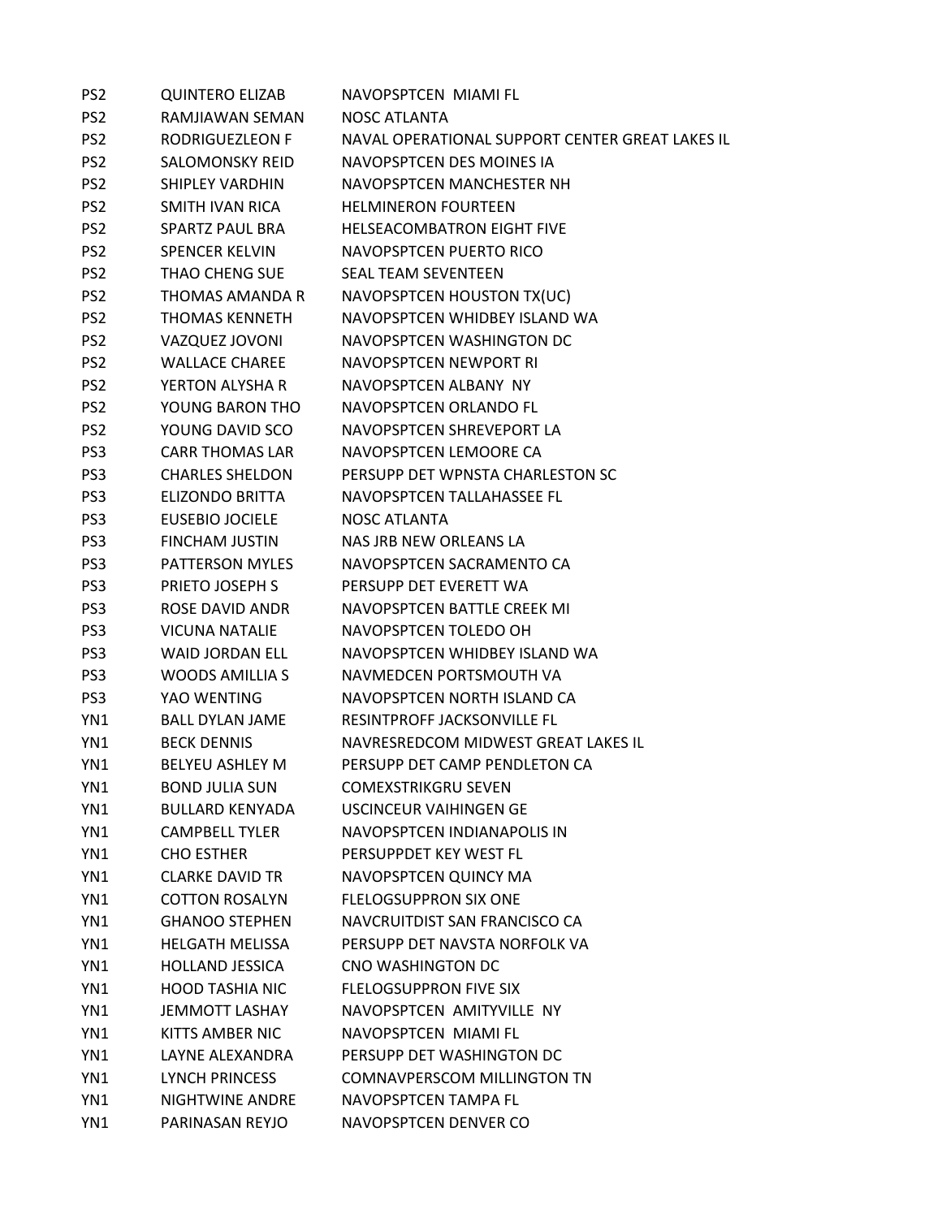| | | |
|---|---|---|
| PS2 | QUINTERO ELIZAB | NAVOPSPTCEN MIAMI FL |
| PS2 | RAMJIAWAN SEMAN | NOSC ATLANTA |
| PS2 | RODRIGUEZLEON F | NAVAL OPERATIONAL SUPPORT CENTER GREAT LAKES IL |
| PS2 | SALOMONSKY REID | NAVOPSPTCEN DES MOINES IA |
| PS2 | SHIPLEY VARDHIN | NAVOPSPTCEN MANCHESTER NH |
| PS2 | SMITH IVAN RICA | HELMINERON FOURTEEN |
| PS2 | SPARTZ PAUL BRA | HELSEACOMBATRON EIGHT FIVE |
| PS2 | SPENCER KELVIN | NAVOPSPTCEN PUERTO RICO |
| PS2 | THAO CHENG SUE | SEAL TEAM SEVENTEEN |
| PS2 | THOMAS AMANDA R | NAVOPSPTCEN HOUSTON TX(UC) |
| PS2 | THOMAS KENNETH | NAVOPSPTCEN WHIDBEY ISLAND WA |
| PS2 | VAZQUEZ JOVONI | NAVOPSPTCEN WASHINGTON DC |
| PS2 | WALLACE CHAREE | NAVOPSPTCEN NEWPORT RI |
| PS2 | YERTON ALYSHA R | NAVOPSPTCEN ALBANY NY |
| PS2 | YOUNG BARON THO | NAVOPSPTCEN ORLANDO FL |
| PS2 | YOUNG DAVID SCO | NAVOPSPTCEN SHREVEPORT LA |
| PS3 | CARR THOMAS LAR | NAVOPSPTCEN LEMOORE CA |
| PS3 | CHARLES SHELDON | PERSUPP DET WPNSTA CHARLESTON SC |
| PS3 | ELIZONDO BRITTA | NAVOPSPTCEN TALLAHASSEE FL |
| PS3 | EUSEBIO JOCIELE | NOSC ATLANTA |
| PS3 | FINCHAM JUSTIN | NAS JRB NEW ORLEANS LA |
| PS3 | PATTERSON MYLES | NAVOPSPTCEN SACRAMENTO CA |
| PS3 | PRIETO JOSEPH S | PERSUPP DET EVERETT WA |
| PS3 | ROSE DAVID ANDR | NAVOPSPTCEN BATTLE CREEK MI |
| PS3 | VICUNA NATALIE | NAVOPSPTCEN TOLEDO OH |
| PS3 | WAID JORDAN ELL | NAVOPSPTCEN WHIDBEY ISLAND WA |
| PS3 | WOODS AMILLIA S | NAVMEDCEN PORTSMOUTH VA |
| PS3 | YAO WENTING | NAVOPSPTCEN NORTH ISLAND CA |
| YN1 | BALL DYLAN JAME | RESINTPROFF JACKSONVILLE FL |
| YN1 | BECK DENNIS | NAVRESREDCOM MIDWEST GREAT LAKES IL |
| YN1 | BELYEU ASHLEY M | PERSUPP DET CAMP PENDLETON CA |
| YN1 | BOND JULIA SUN | COMEXSTRIKGRU SEVEN |
| YN1 | BULLARD KENYADA | USCINCEUR VAIHINGEN GE |
| YN1 | CAMPBELL TYLER | NAVOPSPTCEN INDIANAPOLIS IN |
| YN1 | CHO ESTHER | PERSUPPDET KEY WEST FL |
| YN1 | CLARKE DAVID TR | NAVOPSPTCEN QUINCY MA |
| YN1 | COTTON ROSALYN | FLELOGSUPPRON SIX ONE |
| YN1 | GHANOO STEPHEN | NAVCRUITDIST SAN FRANCISCO CA |
| YN1 | HELGATH MELISSA | PERSUPP DET NAVSTA NORFOLK VA |
| YN1 | HOLLAND JESSICA | CNO WASHINGTON DC |
| YN1 | HOOD TASHIA NIC | FLELOGSUPPRON FIVE SIX |
| YN1 | JEMMOTT LASHAY | NAVOPSPTCEN AMITYVILLE NY |
| YN1 | KITTS AMBER NIC | NAVOPSPTCEN MIAMI FL |
| YN1 | LAYNE ALEXANDRA | PERSUPP DET WASHINGTON DC |
| YN1 | LYNCH PRINCESS | COMNAVPERSCOM MILLINGTON TN |
| YN1 | NIGHTWINE ANDRE | NAVOPSPTCEN TAMPA FL |
| YN1 | PARINASAN REYJO | NAVOPSPTCEN DENVER CO |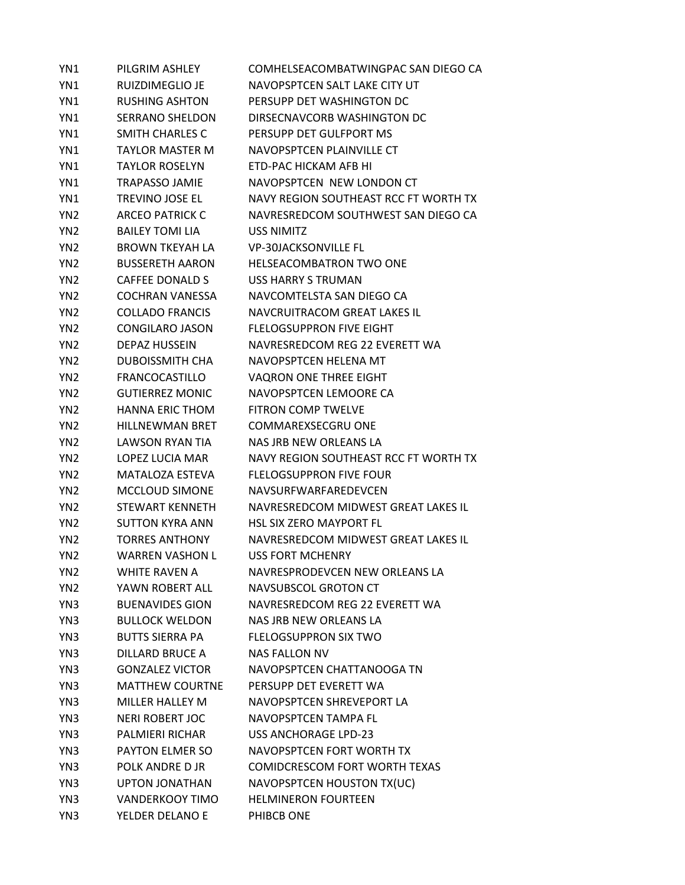| | | |
|---|---|---|
| YN1 | PILGRIM ASHLEY | COMHELSEACOMBATWINGPAC SAN DIEGO CA |
| YN1 | RUIZDIMEGLIO JE | NAVOPSPTCEN SALT LAKE CITY UT |
| YN1 | RUSHING ASHTON | PERSUPP DET WASHINGTON DC |
| YN1 | SERRANO SHELDON | DIRSECNAVCORB WASHINGTON DC |
| YN1 | SMITH CHARLES C | PERSUPP DET GULFPORT MS |
| YN1 | TAYLOR MASTER M | NAVOPSPTCEN PLAINVILLE CT |
| YN1 | TAYLOR ROSELYN | ETD-PAC HICKAM AFB HI |
| YN1 | TRAPASSO JAMIE | NAVOPSPTCEN NEW LONDON CT |
| YN1 | TREVINO JOSE EL | NAVY REGION SOUTHEAST RCC FT WORTH TX |
| YN2 | ARCEO PATRICK C | NAVRESREDCOM SOUTHWEST SAN DIEGO CA |
| YN2 | BAILEY TOMI LIA | USS NIMITZ |
| YN2 | BROWN TKEYAH LA | VP-30JACKSONVILLE FL |
| YN2 | BUSSERETH AARON | HELSEACOMBATRON TWO ONE |
| YN2 | CAFFEE DONALD S | USS HARRY S TRUMAN |
| YN2 | COCHRAN VANESSA | NAVCOMTELSTA SAN DIEGO CA |
| YN2 | COLLADO FRANCIS | NAVCRUITRACOM GREAT LAKES IL |
| YN2 | CONGILARO JASON | FLELOGSUPPRON FIVE EIGHT |
| YN2 | DEPAZ HUSSEIN | NAVRESREDCOM REG 22 EVERETT WA |
| YN2 | DUBOISSMITH CHA | NAVOPSPTCEN HELENA MT |
| YN2 | FRANCOCASTILLO | VAQRON ONE THREE EIGHT |
| YN2 | GUTIERREZ MONIC | NAVOPSPTCEN LEMOORE CA |
| YN2 | HANNA ERIC THOM | FITRON COMP TWELVE |
| YN2 | HILLNEWMAN BRET | COMMAREXSECGRU ONE |
| YN2 | LAWSON RYAN TIA | NAS JRB NEW ORLEANS LA |
| YN2 | LOPEZ LUCIA MAR | NAVY REGION SOUTHEAST RCC FT WORTH TX |
| YN2 | MATALOZA ESTEVA | FLELOGSUPPRON FIVE FOUR |
| YN2 | MCCLOUD SIMONE | NAVSURFWARFAREDEVCEN |
| YN2 | STEWART KENNETH | NAVRESREDCOM MIDWEST GREAT LAKES IL |
| YN2 | SUTTON KYRA ANN | HSL SIX ZERO MAYPORT FL |
| YN2 | TORRES ANTHONY | NAVRESREDCOM MIDWEST GREAT LAKES IL |
| YN2 | WARREN VASHON L | USS FORT MCHENRY |
| YN2 | WHITE RAVEN A | NAVRESPRODEVCEN NEW ORLEANS LA |
| YN2 | YAWN ROBERT ALL | NAVSUBSCOL GROTON CT |
| YN3 | BUENAVIDES GION | NAVRESREDCOM REG 22 EVERETT WA |
| YN3 | BULLOCK WELDON | NAS JRB NEW ORLEANS LA |
| YN3 | BUTTS SIERRA PA | FLELOGSUPPRON SIX TWO |
| YN3 | DILLARD BRUCE A | NAS FALLON NV |
| YN3 | GONZALEZ VICTOR | NAVOPSPTCEN CHATTANOOGA TN |
| YN3 | MATTHEW COURTNE | PERSUPP DET EVERETT WA |
| YN3 | MILLER HALLEY M | NAVOPSPTCEN SHREVEPORT LA |
| YN3 | NERI ROBERT JOC | NAVOPSPTCEN TAMPA FL |
| YN3 | PALMIERI RICHAR | USS ANCHORAGE LPD-23 |
| YN3 | PAYTON ELMER SO | NAVOPSPTCEN FORT WORTH TX |
| YN3 | POLK ANDRE D JR | COMIDCRESCOM FORT WORTH TEXAS |
| YN3 | UPTON JONATHAN | NAVOPSPTCEN HOUSTON TX(UC) |
| YN3 | VANDERKOOY TIMO | HELMINERON FOURTEEN |
| YN3 | YELDER DELANO E | PHIBCB ONE |